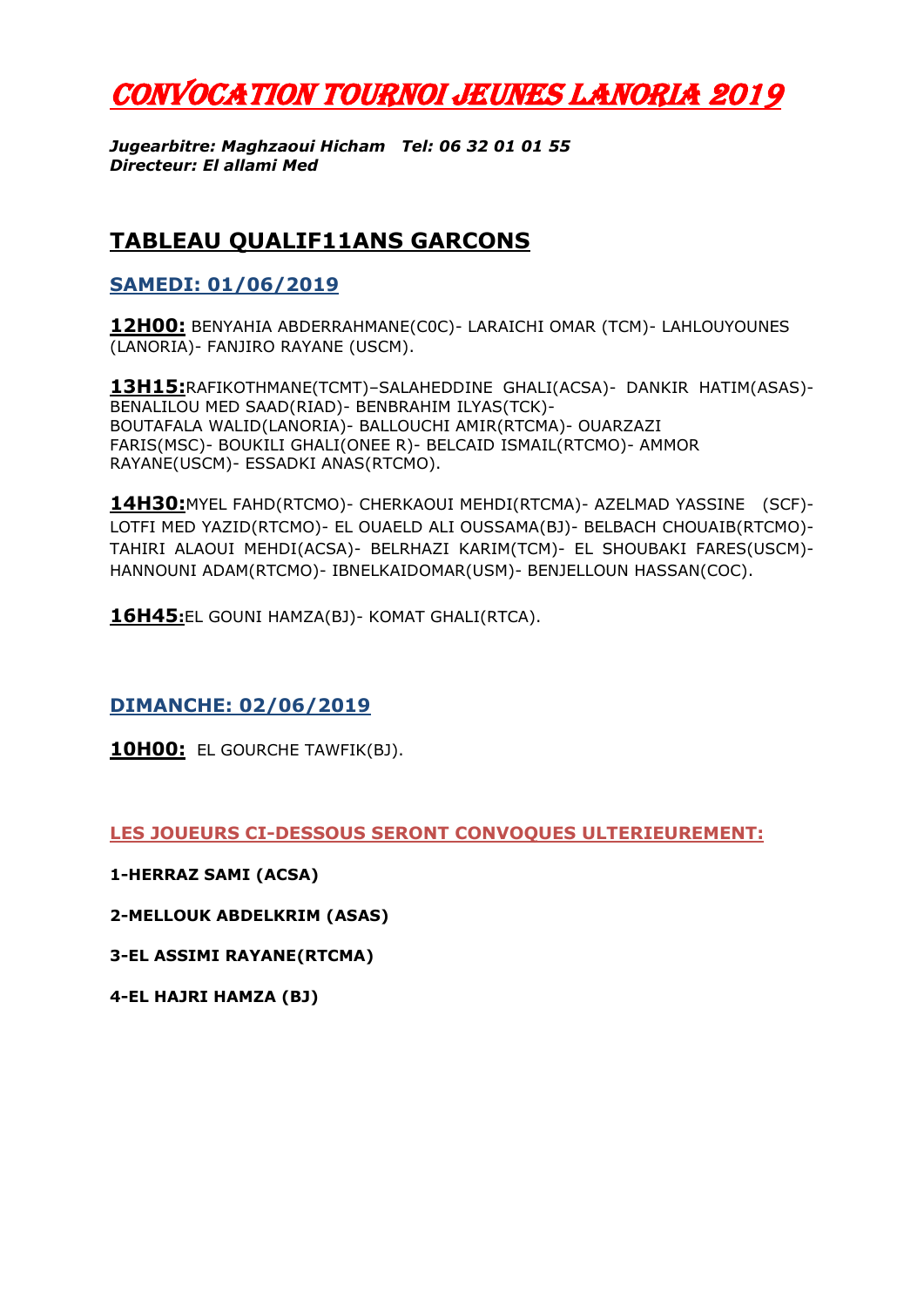# CONVOCATION TOURNOI JEUNES LANORIA 2019

***Jugearbitre: Maghzaoui Hicham   Tel: 06 32 01 01 55***
***Directeur: El allami Med***

## TABLEAU QUALIF11ANS GARCONS

### SAMEDI: 01/06/2019

**12H00:** BENYAHIA ABDERRAHMANE(C0C)- LARAICHI OMAR (TCM)- LAHLOUYOUNES (LANORIA)- FANJIRO RAYANE (USCM).

**13H15:**RAFIKOTHMANE(TCMT)–SALAHEDDINE GHALI(ACSA)- DANKIR HATIM(ASAS)- BENALILOU MED SAAD(RIAD)- BENBRAHIM ILYAS(TCK)- BOUTAFALA WALID(LANORIA)- BALLOUCHI AMIR(RTCMA)- OUARZAZI FARIS(MSC)- BOUKILI GHALI(ONEE R)- BELCAID ISMAIL(RTCMO)- AMMOR RAYANE(USCM)- ESSADKI ANAS(RTCMO).

**14H30:**MYEL FAHD(RTCMO)- CHERKAOUI MEHDI(RTCMA)- AZELMAD YASSINE (SCF)- LOTFI MED YAZID(RTCMO)- EL OUAELD ALI OUSSAMA(BJ)- BELBACH CHOUAIB(RTCMO)- TAHIRI ALAOUI MEHDI(ACSA)- BELRHAZI KARIM(TCM)- EL SHOUBAKI FARES(USCM)- HANNOUNI ADAM(RTCMO)- IBNELKAIDOMAR(USM)- BENJELLOUN HASSAN(COC).

**16H45:**EL GOUNI HAMZA(BJ)- KOMAT GHALI(RTCA).

### DIMANCHE: 02/06/2019

**10H00:** EL GOURCHE TAWFIK(BJ).

### LES JOUEURS CI-DESSOUS SERONT CONVOQUES ULTERIEUREMENT:

**1-HERRAZ SAMI (ACSA)**

**2-MELLOUK ABDELKRIM (ASAS)**

**3-EL ASSIMI RAYANE(RTCMA)**

**4-EL HAJRI HAMZA (BJ)**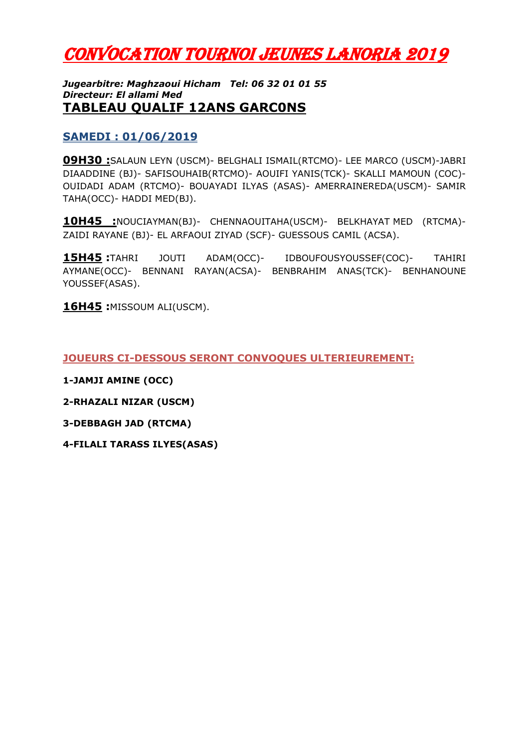# CONVOCATION TOURNOI JEUNES LANORIA 2019

***Jugearbitre: Maghzaoui Hicham   Tel: 06 32 01 01 55***
***Directeur: El allami Med***

## TABLEAU QUALIF 12ANS GARC0NS

### SAMEDI : 01/06/2019

**09H30 :**SALAUN LEYN (USCM)- BELGHALI ISMAIL(RTCMO)- LEE MARCO (USCM)-JABRI DIAADDINE (BJ)- SAFISOUHAIB(RTCMO)- AOUIFI YANIS(TCK)- SKALLI MAMOUN (COC)- OUIDADI ADAM (RTCMO)- BOUAYADI ILYAS (ASAS)- AMERRAINEREDA(USCM)- SAMIR TAHA(OCC)- HADDI MED(BJ).

**10H45 :**NOUCIAYMAN(BJ)- CHENNAOUITAHA(USCM)- BELKHAYAT MED (RTCMA)- ZAIDI RAYANE (BJ)- EL ARFAOUI ZIYAD (SCF)- GUESSOUS CAMIL (ACSA).

**15H45 :**TAHRI JOUTI ADAM(OCC)- IDBOUFOUSYOUSSEF(COC)- TAHIRI AYMANE(OCC)- BENNANI RAYAN(ACSA)- BENBRAHIM ANAS(TCK)- BENHANOUNE YOUSSEF(ASAS).

**16H45 :**MISSOUM ALI(USCM).

**JOUEURS CI-DESSOUS SERONT CONVOQUES ULTERIEUREMENT:**

**1-JAMJI AMINE (OCC)**

**2-RHAZALI NIZAR (USCM)**

**3-DEBBAGH JAD (RTCMA)**

**4-FILALI TARASS ILYES(ASAS)**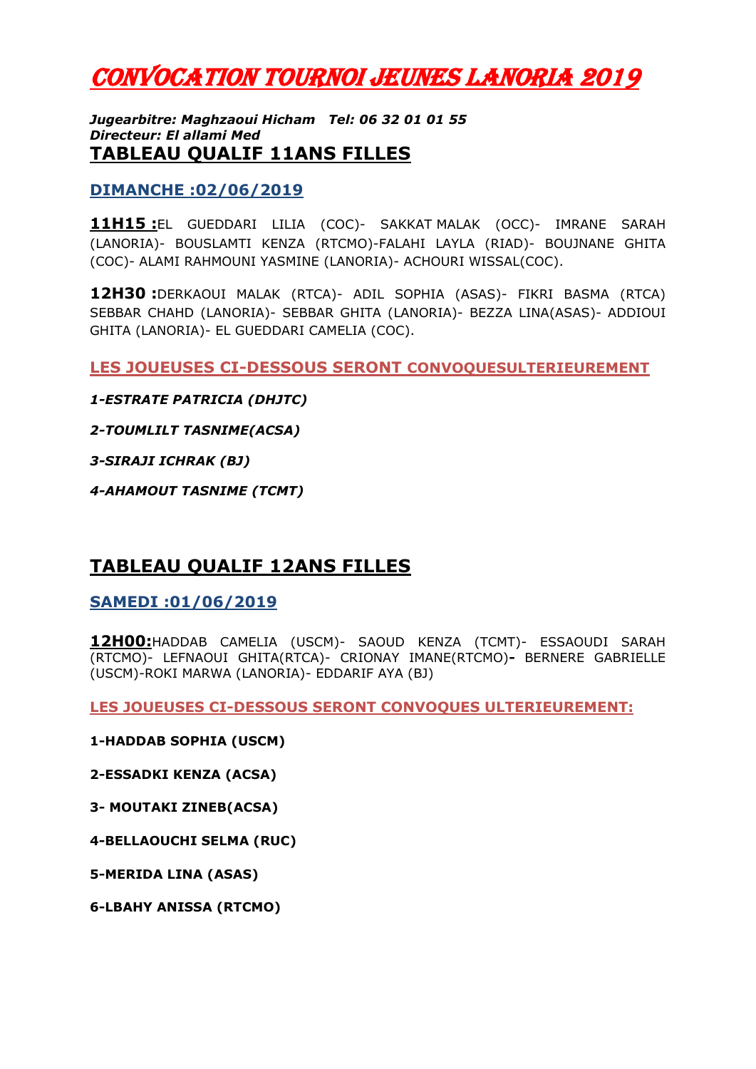# CONVOCATION TOURNOI JEUNES LANORIA 2019

***Jugearbitre: Maghzaoui Hicham Tel: 06 32 01 01 55***
***Directeur: El allami Med***

## TABLEAU QUALIF 11ANS FILLES

### DIMANCHE :02/06/2019

**11H15 :**EL GUEDDARI LILIA (COC)- SAKKAT MALAK (OCC)- IMRANE SARAH (LANORIA)- BOUSLAMTI KENZA (RTCMO)-FALAHI LAYLA (RIAD)- BOUJNANE GHITA (COC)- ALAMI RAHMOUNI YASMINE (LANORIA)- ACHOURI WISSAL(COC).

**12H30 :**DERKAOUI MALAK (RTCA)- ADIL SOPHIA (ASAS)- FIKRI BASMA (RTCA) SEBBAR CHAHD (LANORIA)- SEBBAR GHITA (LANORIA)- BEZZA LINA(ASAS)- ADDIOUI GHITA (LANORIA)- EL GUEDDARI CAMELIA (COC).

**LES JOUEUSES CI-DESSOUS SERONT CONVOQUESULTERIEUREMENT**

*1-ESTRATE PATRICIA (DHJTC)*

*2-TOUMLILT TASNIME(ACSA)*

*3-SIRAJI ICHRAK (BJ)*

*4-AHAMOUT TASNIME (TCMT)*

## TABLEAU QUALIF 12ANS FILLES

### SAMEDI :01/06/2019

**12H00:**HADDAB CAMELIA (USCM)- SAOUD KENZA (TCMT)- ESSAOUDI SARAH (RTCMO)- LEFNAOUI GHITA(RTCA)- CRIONAY IMANE(RTCMO)**-** BERNERE GABRIELLE (USCM)-ROKI MARWA (LANORIA)- EDDARIF AYA (BJ)

**LES JOUEUSES CI-DESSOUS SERONT CONVOQUES ULTERIEUREMENT:**

**1-HADDAB SOPHIA (USCM)**

**2-ESSADKI KENZA (ACSA)**

**3- MOUTAKI ZINEB(ACSA)**

**4-BELLAOUCHI SELMA (RUC)**

**5-MERIDA LINA (ASAS)**

**6-LBAHY ANISSA (RTCMO)**